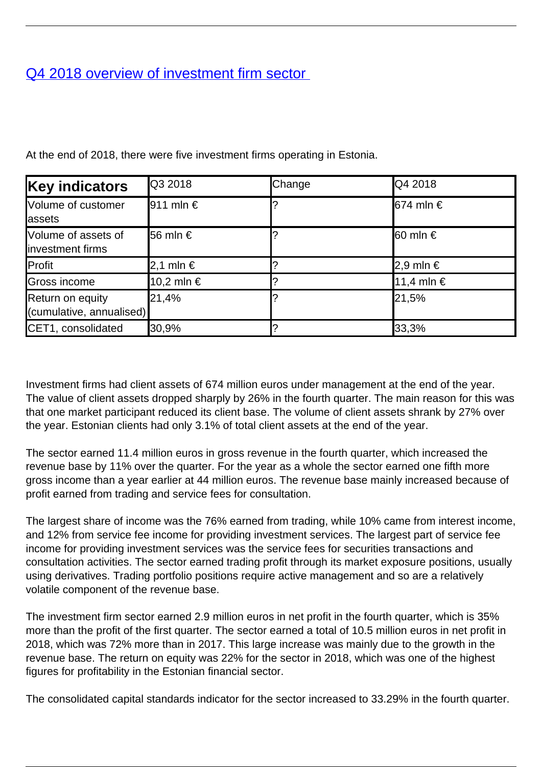# [Q4 2018 overview of investment firm sector](#)

At the end of 2018, there were five investment firms operating in Estonia.

| **Key indicators** | Q3 2018 | Change | Q4 2018 |
|---|---|---|---|
| Volume of customer assets | 911 mln € | ? | 674 mln € |
| Volume of assets of investment firms | 56 mln € | ? | 60 mln € |
| Profit | 2,1 mln € | ? | 2,9 mln € |
| Gross income | 10,2 mln € | ? | 11,4 mln € |
| Return on equity (cumulative, annualised) | 21,4% | ? | 21,5% |
| CET1, consolidated | 30,9% | ? | 33,3% |

Investment firms had client assets of 674 million euros under management at the end of the year. The value of client assets dropped sharply by 26% in the fourth quarter. The main reason for this was that one market participant reduced its client base. The volume of client assets shrank by 27% over the year. Estonian clients had only 3.1% of total client assets at the end of the year.

The sector earned 11.4 million euros in gross revenue in the fourth quarter, which increased the revenue base by 11% over the quarter. For the year as a whole the sector earned one fifth more gross income than a year earlier at 44 million euros. The revenue base mainly increased because of profit earned from trading and service fees for consultation.

The largest share of income was the 76% earned from trading, while 10% came from interest income, and 12% from service fee income for providing investment services. The largest part of service fee income for providing investment services was the service fees for securities transactions and consultation activities. The sector earned trading profit through its market exposure positions, usually using derivatives. Trading portfolio positions require active management and so are a relatively volatile component of the revenue base.

The investment firm sector earned 2.9 million euros in net profit in the fourth quarter, which is 35% more than the profit of the first quarter. The sector earned a total of 10.5 million euros in net profit in 2018, which was 72% more than in 2017. This large increase was mainly due to the growth in the revenue base. The return on equity was 22% for the sector in 2018, which was one of the highest figures for profitability in the Estonian financial sector.

The consolidated capital standards indicator for the sector increased to 33.29% in the fourth quarter.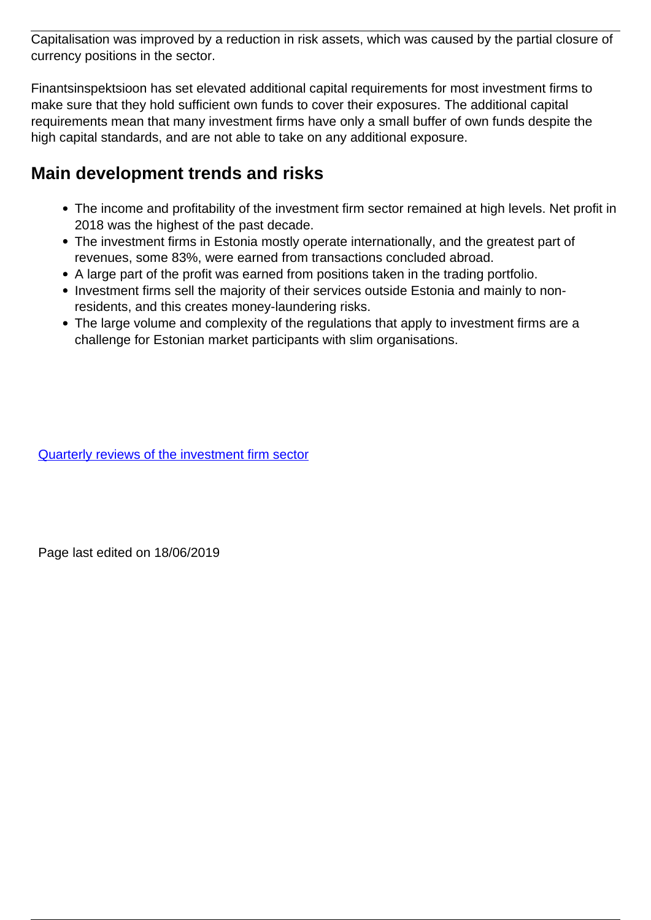Capitalisation was improved by a reduction in risk assets, which was caused by the partial closure of currency positions in the sector.

Finantsinspektsioon has set elevated additional capital requirements for most investment firms to make sure that they hold sufficient own funds to cover their exposures. The additional capital requirements mean that many investment firms have only a small buffer of own funds despite the high capital standards, and are not able to take on any additional exposure.

## Main development trends and risks

- The income and profitability of the investment firm sector remained at high levels. Net profit in 2018 was the highest of the past decade.
- The investment firms in Estonia mostly operate internationally, and the greatest part of revenues, some 83%, were earned from transactions concluded abroad.
- A large part of the profit was earned from positions taken in the trading portfolio.
- Investment firms sell the majority of their services outside Estonia and mainly to non-residents, and this creates money-laundering risks.
- The large volume and complexity of the regulations that apply to investment firms are a challenge for Estonian market participants with slim organisations.

Quarterly reviews of the investment firm sector

Page last edited on 18/06/2019